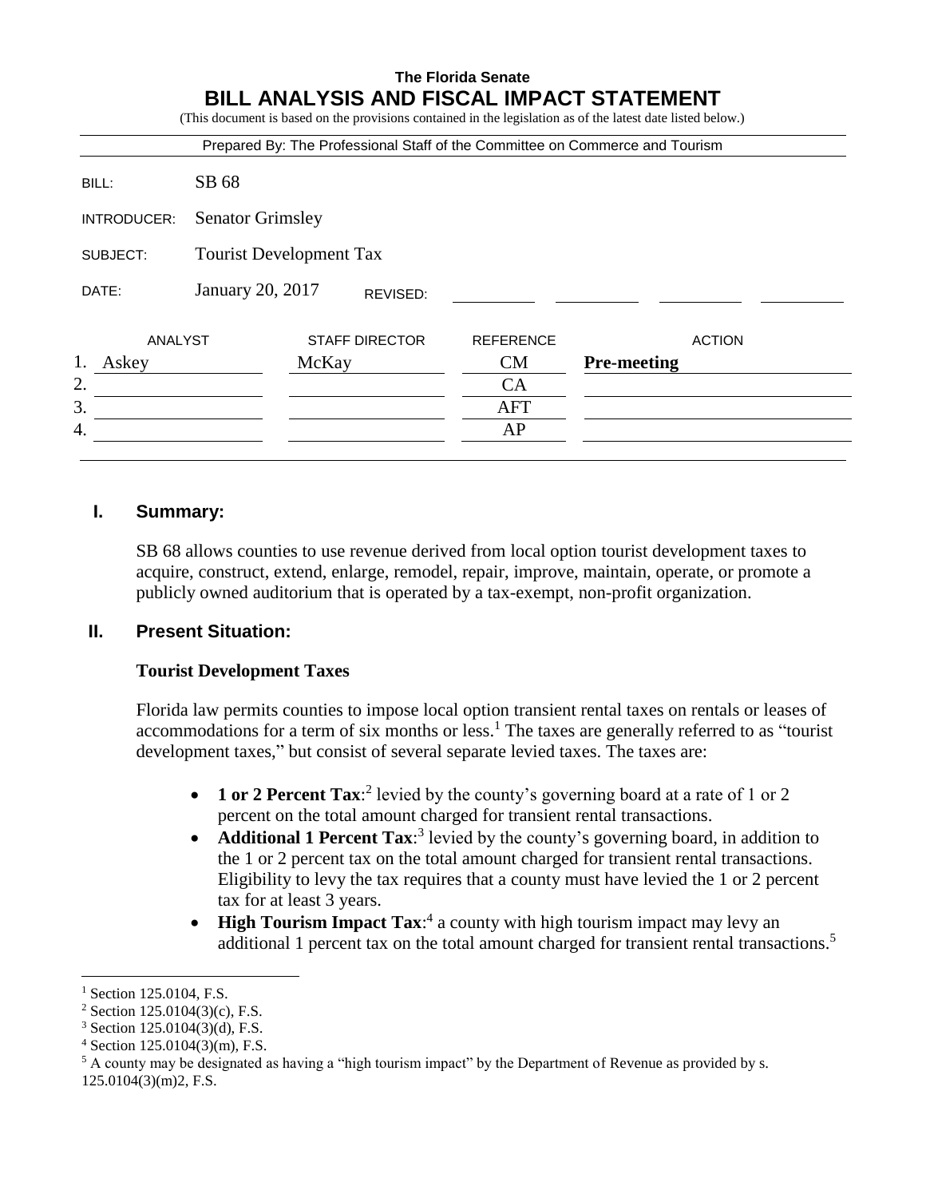**The Florida Senate**

# BILL ANALYSIS AND FISCAL IMPACT STATEMENT

(This document is based on the provisions contained in the legislation as of the latest date listed below.)

Prepared By: The Professional Staff of the Committee on Commerce and Tourism

| | |
|---|---|
| BILL: | SB 68 |
| INTRODUCER: | Senator Grimsley |
| SUBJECT: | Tourist Development Tax |
| DATE: | January 20, 2017 REVISED: |

| | ANALYST | STAFF DIRECTOR | REFERENCE | ACTION |
|---|---|---|---|---|
| 1. | Askey | McKay | CM | **Pre-meeting** |
| 2. | | | CA | |
| 3. | | | AFT | |
| 4. | | | AP | |

## I. Summary:

SB 68 allows counties to use revenue derived from local option tourist development taxes to acquire, construct, extend, enlarge, remodel, repair, improve, maintain, operate, or promote a publicly owned auditorium that is operated by a tax-exempt, non-profit organization.

## II. Present Situation:

### Tourist Development Taxes

Florida law permits counties to impose local option transient rental taxes on rentals or leases of accommodations for a term of six months or less.[1] The taxes are generally referred to as "tourist development taxes," but consist of several separate levied taxes. The taxes are:

- **1 or 2 Percent Tax**:[2] levied by the county's governing board at a rate of 1 or 2 percent on the total amount charged for transient rental transactions.
- **Additional 1 Percent Tax**:[3] levied by the county's governing board, in addition to the 1 or 2 percent tax on the total amount charged for transient rental transactions. Eligibility to levy the tax requires that a county must have levied the 1 or 2 percent tax for at least 3 years.
- **High Tourism Impact Tax**:[4] a county with high tourism impact may levy an additional 1 percent tax on the total amount charged for transient rental transactions.[5]

---

[1] Section 125.0104, F.S.

[2] Section 125.0104(3)(c), F.S.

[3] Section 125.0104(3)(d), F.S.

[4] Section 125.0104(3)(m), F.S.

[5] A county may be designated as having a "high tourism impact" by the Department of Revenue as provided by s. 125.0104(3)(m)2, F.S.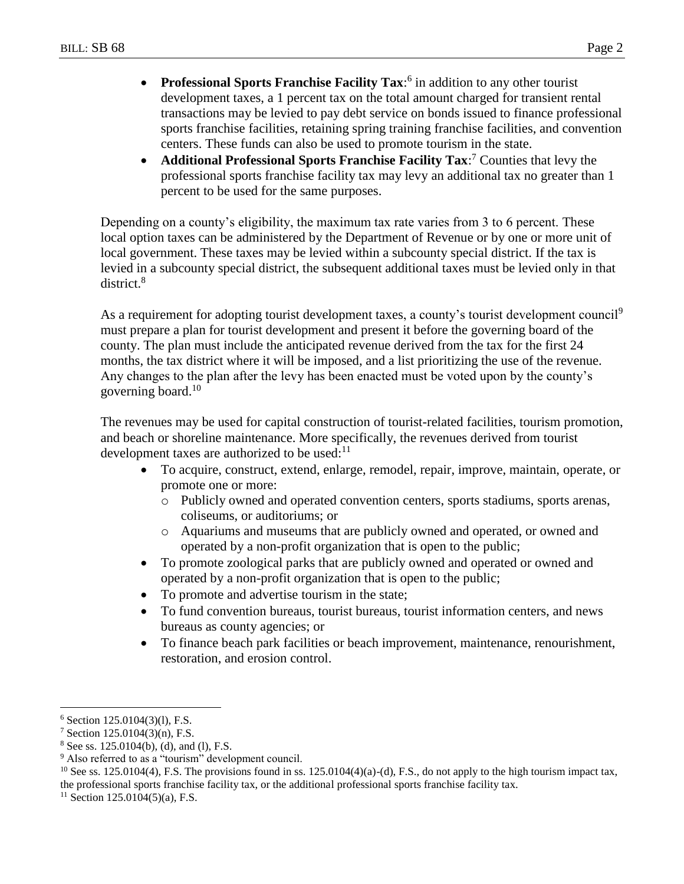- **Professional Sports Franchise Facility Tax**:[6] in addition to any other tourist development taxes, a 1 percent tax on the total amount charged for transient rental transactions may be levied to pay debt service on bonds issued to finance professional sports franchise facilities, retaining spring training franchise facilities, and convention centers. These funds can also be used to promote tourism in the state.
- **Additional Professional Sports Franchise Facility Tax**:[7] Counties that levy the professional sports franchise facility tax may levy an additional tax no greater than 1 percent to be used for the same purposes.

Depending on a county's eligibility, the maximum tax rate varies from 3 to 6 percent. These local option taxes can be administered by the Department of Revenue or by one or more unit of local government. These taxes may be levied within a subcounty special district. If the tax is levied in a subcounty special district, the subsequent additional taxes must be levied only in that district.[8]

As a requirement for adopting tourist development taxes, a county's tourist development council[9] must prepare a plan for tourist development and present it before the governing board of the county. The plan must include the anticipated revenue derived from the tax for the first 24 months, the tax district where it will be imposed, and a list prioritizing the use of the revenue. Any changes to the plan after the levy has been enacted must be voted upon by the county's governing board.[10]

The revenues may be used for capital construction of tourist-related facilities, tourism promotion, and beach or shoreline maintenance. More specifically, the revenues derived from tourist development taxes are authorized to be used:[11]

- To acquire, construct, extend, enlarge, remodel, repair, improve, maintain, operate, or promote one or more:
  - Publicly owned and operated convention centers, sports stadiums, sports arenas, coliseums, or auditoriums; or
  - Aquariums and museums that are publicly owned and operated, or owned and operated by a non-profit organization that is open to the public;
- To promote zoological parks that are publicly owned and operated or owned and operated by a non-profit organization that is open to the public;
- To promote and advertise tourism in the state;
- To fund convention bureaus, tourist bureaus, tourist information centers, and news bureaus as county agencies; or
- To finance beach park facilities or beach improvement, maintenance, renourishment, restoration, and erosion control.

---

[6] Section 125.0104(3)(l), F.S.

[7] Section 125.0104(3)(n), F.S.

[8] See ss. 125.0104(b), (d), and (l), F.S.

[9] Also referred to as a "tourism" development council.

[10] See ss. 125.0104(4), F.S. The provisions found in ss. 125.0104(4)(a)-(d), F.S., do not apply to the high tourism impact tax, the professional sports franchise facility tax, or the additional professional sports franchise facility tax.

[11] Section 125.0104(5)(a), F.S.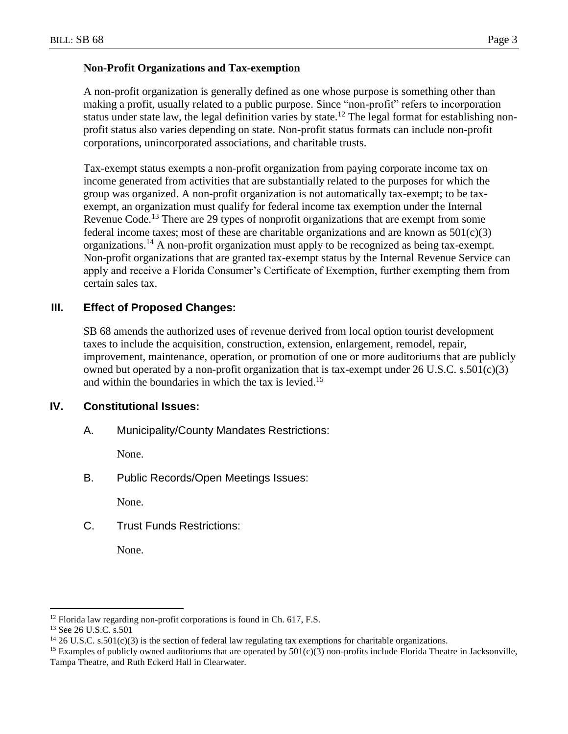### Non-Profit Organizations and Tax-exemption

A non-profit organization is generally defined as one whose purpose is something other than making a profit, usually related to a public purpose. Since "non-profit" refers to incorporation status under state law, the legal definition varies by state.[12] The legal format for establishing non-profit status also varies depending on state. Non-profit status formats can include non-profit corporations, unincorporated associations, and charitable trusts.

Tax-exempt status exempts a non-profit organization from paying corporate income tax on income generated from activities that are substantially related to the purposes for which the group was organized. A non-profit organization is not automatically tax-exempt; to be tax-exempt, an organization must qualify for federal income tax exemption under the Internal Revenue Code.[13] There are 29 types of nonprofit organizations that are exempt from some federal income taxes; most of these are charitable organizations and are known as 501(c)(3) organizations.[14] A non-profit organization must apply to be recognized as being tax-exempt. Non-profit organizations that are granted tax-exempt status by the Internal Revenue Service can apply and receive a Florida Consumer's Certificate of Exemption, further exempting them from certain sales tax.

## III. Effect of Proposed Changes:

SB 68 amends the authorized uses of revenue derived from local option tourist development taxes to include the acquisition, construction, extension, enlargement, remodel, repair, improvement, maintenance, operation, or promotion of one or more auditoriums that are publicly owned but operated by a non-profit organization that is tax-exempt under 26 U.S.C. s.501(c)(3) and within the boundaries in which the tax is levied.[15]

## IV. Constitutional Issues:

A. Municipality/County Mandates Restrictions:

None.

B. Public Records/Open Meetings Issues:

None.

C. Trust Funds Restrictions:

None.

---

[12] Florida law regarding non-profit corporations is found in Ch. 617, F.S.

[13] See 26 U.S.C. s.501

[14] 26 U.S.C. s.501(c)(3) is the section of federal law regulating tax exemptions for charitable organizations.

[15] Examples of publicly owned auditoriums that are operated by 501(c)(3) non-profits include Florida Theatre in Jacksonville, Tampa Theatre, and Ruth Eckerd Hall in Clearwater.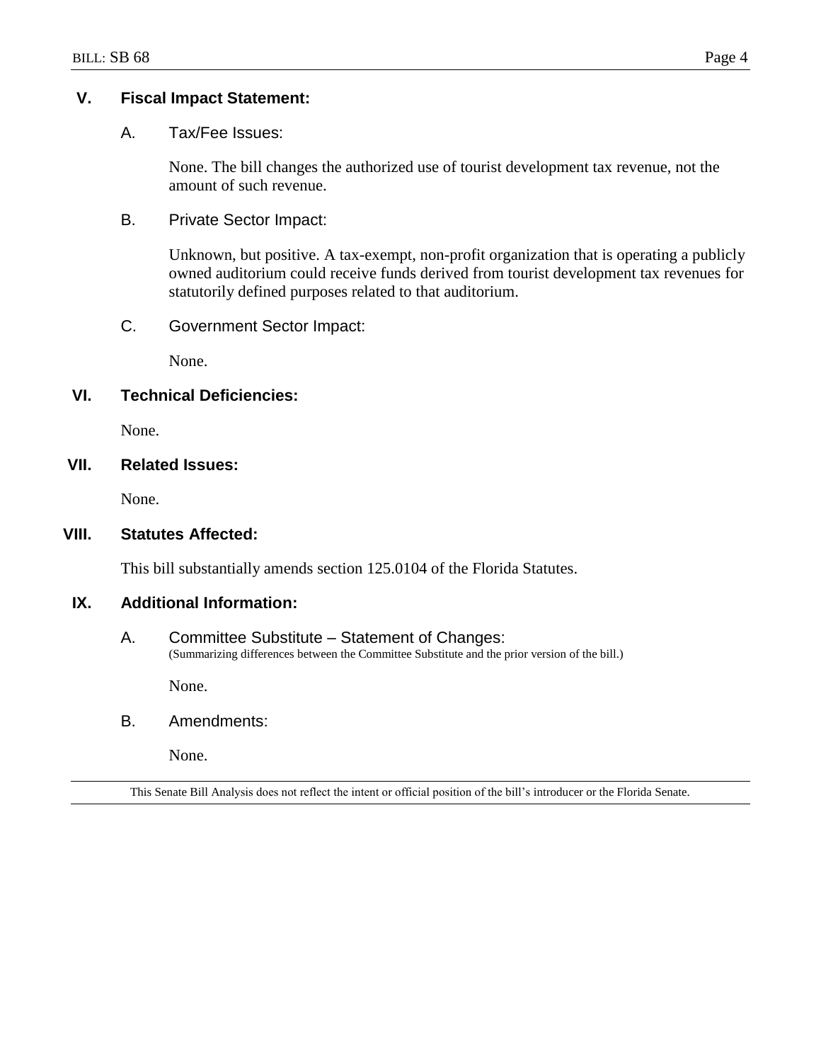## V. Fiscal Impact Statement:

### A. Tax/Fee Issues:

None. The bill changes the authorized use of tourist development tax revenue, not the amount of such revenue.

### B. Private Sector Impact:

Unknown, but positive. A tax-exempt, non-profit organization that is operating a publicly owned auditorium could receive funds derived from tourist development tax revenues for statutorily defined purposes related to that auditorium.

### C. Government Sector Impact:

None.

## VI. Technical Deficiencies:

None.

## VII. Related Issues:

None.

## VIII. Statutes Affected:

This bill substantially amends section 125.0104 of the Florida Statutes.

## IX. Additional Information:

### A. Committee Substitute – Statement of Changes:

(Summarizing differences between the Committee Substitute and the prior version of the bill.)

None.

### B. Amendments:

None.

This Senate Bill Analysis does not reflect the intent or official position of the bill's introducer or the Florida Senate.